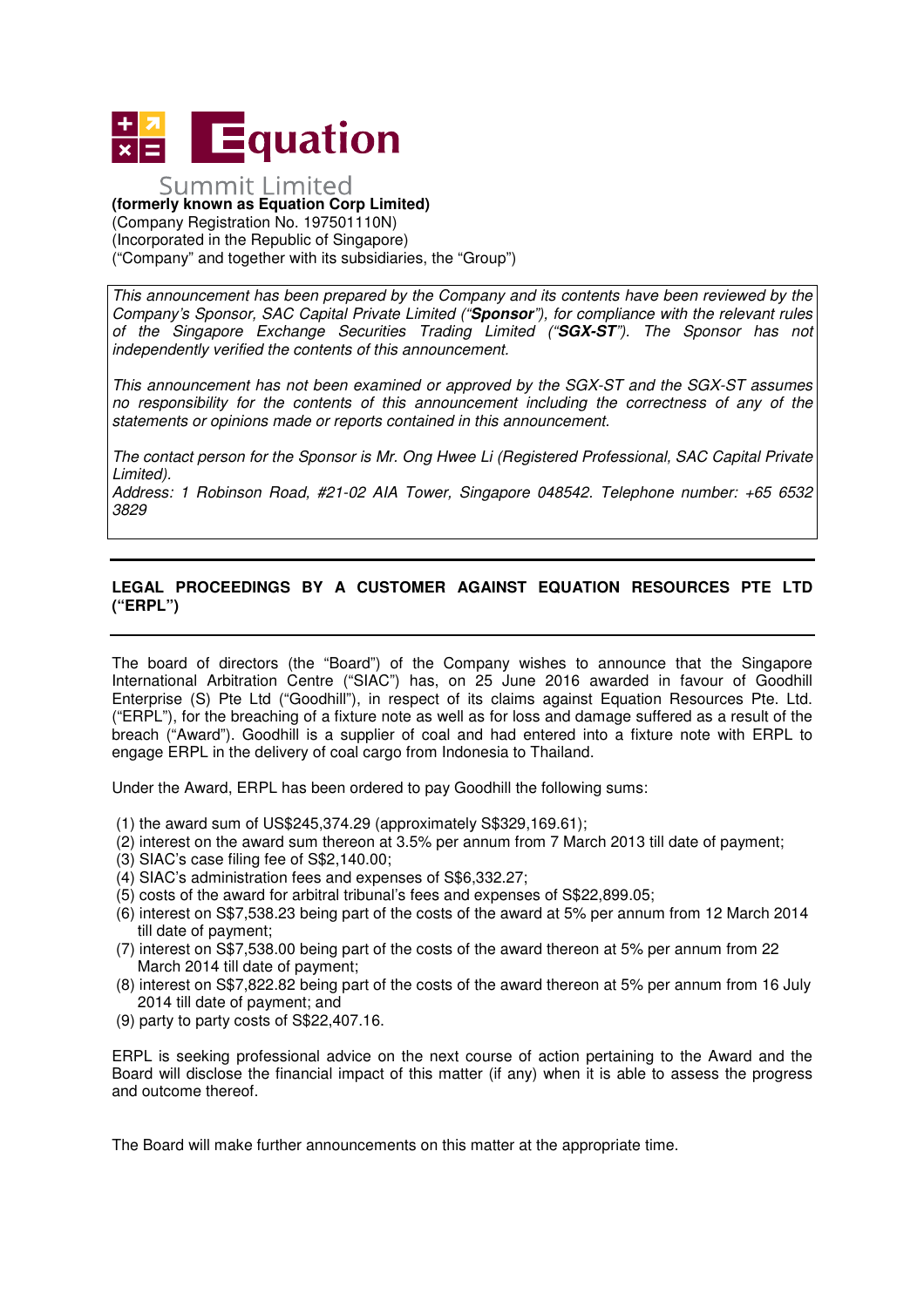Equation Summit Limited

**(formerly known as Equation Corp Limited)**
(Company Registration No. 197501110N)
(Incorporated in the Republic of Singapore)
("Company" and together with its subsidiaries, the "Group")

*This announcement has been prepared by the Company and its contents have been reviewed by the Company's Sponsor, SAC Capital Private Limited ("**Sponsor**"), for compliance with the relevant rules of the Singapore Exchange Securities Trading Limited ("**SGX-ST**"). The Sponsor has not independently verified the contents of this announcement.*

*This announcement has not been examined or approved by the SGX-ST and the SGX-ST assumes no responsibility for the contents of this announcement including the correctness of any of the statements or opinions made or reports contained in this announcement.*

*The contact person for the Sponsor is Mr. Ong Hwee Li (Registered Professional, SAC Capital Private Limited).*
*Address: 1 Robinson Road, #21-02 AIA Tower, Singapore 048542. Telephone number: +65 6532 3829*

**LEGAL PROCEEDINGS BY A CUSTOMER AGAINST EQUATION RESOURCES PTE LTD ("ERPL")**

The board of directors (the "Board") of the Company wishes to announce that the Singapore International Arbitration Centre ("SIAC") has, on 25 June 2016 awarded in favour of Goodhill Enterprise (S) Pte Ltd ("Goodhill"), in respect of its claims against Equation Resources Pte. Ltd. ("ERPL"), for the breaching of a fixture note as well as for loss and damage suffered as a result of the breach ("Award"). Goodhill is a supplier of coal and had entered into a fixture note with ERPL to engage ERPL in the delivery of coal cargo from Indonesia to Thailand.

Under the Award, ERPL has been ordered to pay Goodhill the following sums:

(1) the award sum of US$245,374.29 (approximately S$329,169.61);
(2) interest on the award sum thereon at 3.5% per annum from 7 March 2013 till date of payment;
(3) SIAC's case filing fee of S$2,140.00;
(4) SIAC's administration fees and expenses of S$6,332.27;
(5) costs of the award for arbitral tribunal's fees and expenses of S$22,899.05;
(6) interest on S$7,538.23 being part of the costs of the award at 5% per annum from 12 March 2014 till date of payment;
(7) interest on S$7,538.00 being part of the costs of the award thereon at 5% per annum from 22 March 2014 till date of payment;
(8) interest on S$7,822.82 being part of the costs of the award thereon at 5% per annum from 16 July 2014 till date of payment; and
(9) party to party costs of S$22,407.16.

ERPL is seeking professional advice on the next course of action pertaining to the Award and the Board will disclose the financial impact of this matter (if any) when it is able to assess the progress and outcome thereof.

The Board will make further announcements on this matter at the appropriate time.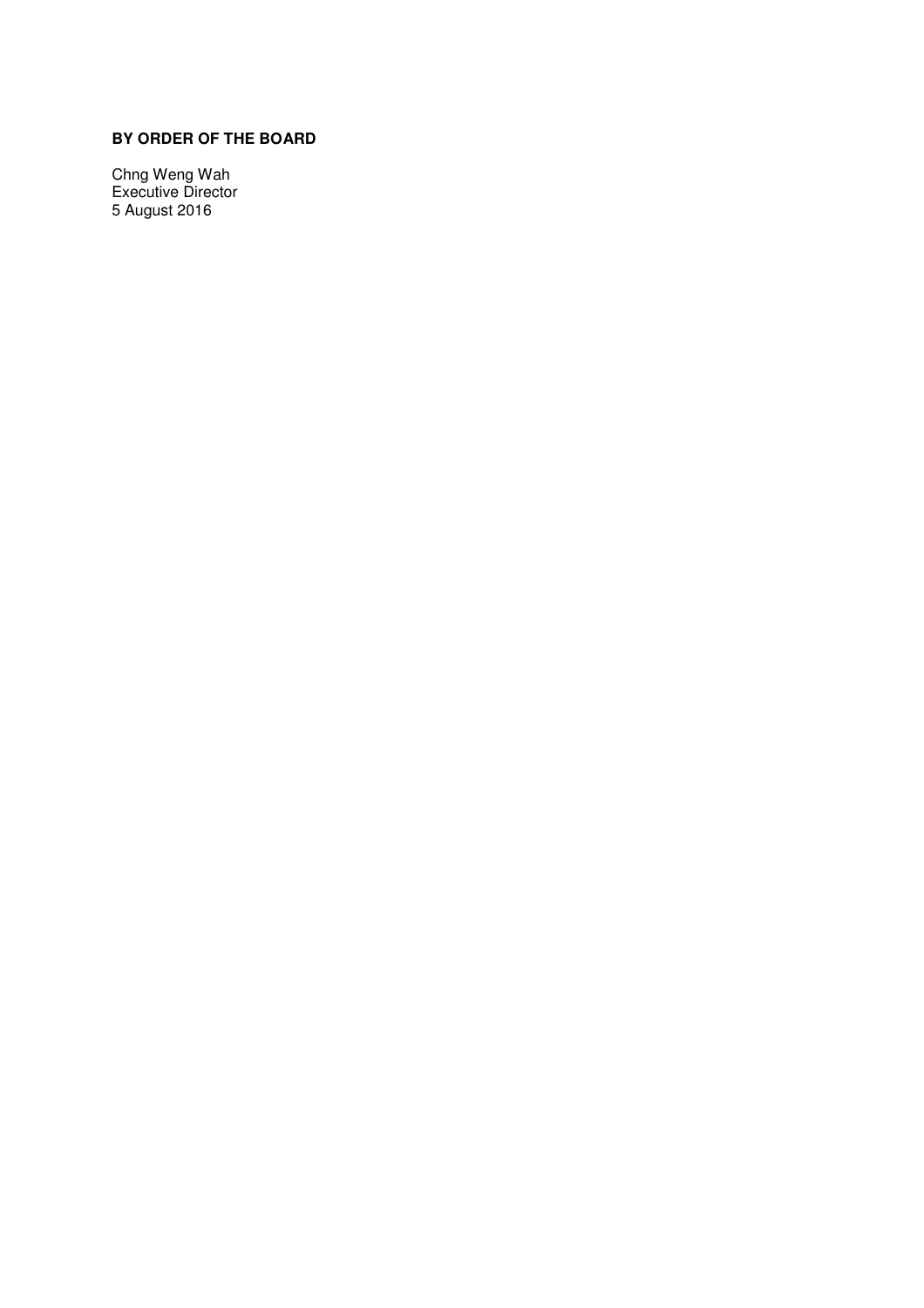**BY ORDER OF THE BOARD**

Chng Weng Wah
Executive Director
5 August 2016